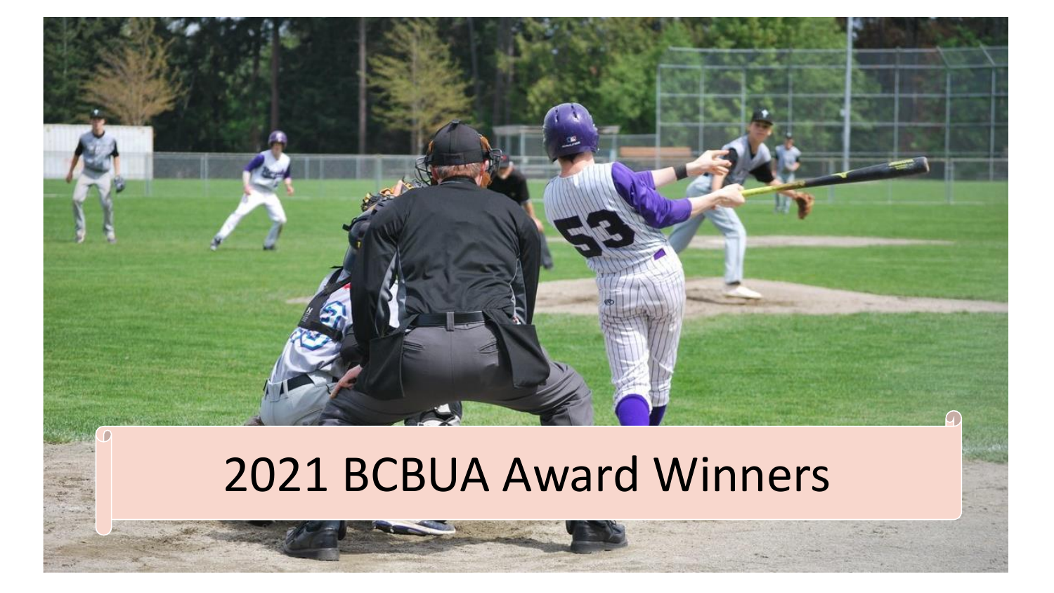# 2021 BCBUA Award Winners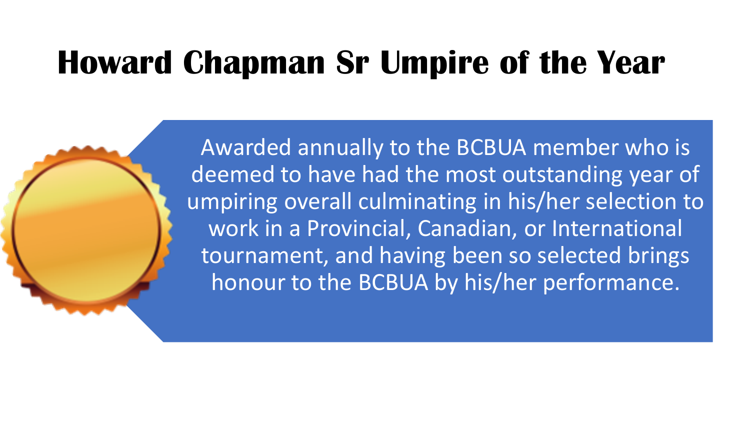# Howard Chapman Sr Umpire of the Year

Awarded annually to the BCBUA member who is deemed to have had the most outstanding year of umpiring overall culminating in his/her selection to work in a Provincial, Canadian, or International tournament, and having been so selected brings honour to the BCBUA by his/her performance.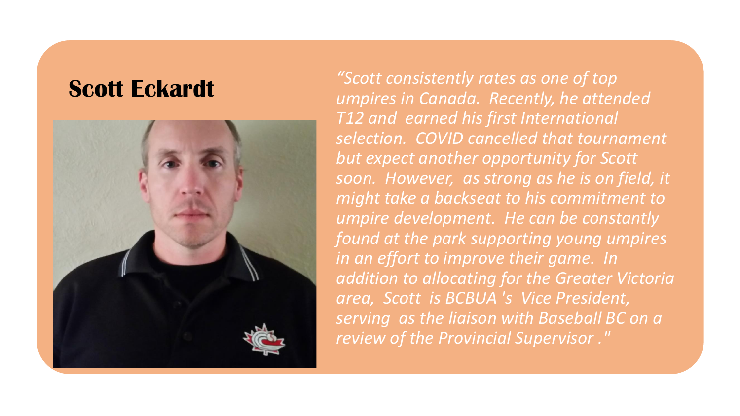## Scott Eckardt

*"Scott consistently rates as one of top umpires in Canada. Recently, he attended T12 and earned his first International selection. COVID cancelled that tournament but expect another opportunity for Scott soon. However, as strong as he is on field, it might take a backseat to his commitment to umpire development. He can be constantly found at the park supporting young umpires in an effort to improve their game. In addition to allocating for the Greater Victoria area, Scott is BCBUA 's Vice President, serving as the liaison with Baseball BC on a review of the Provincial Supervisor ."*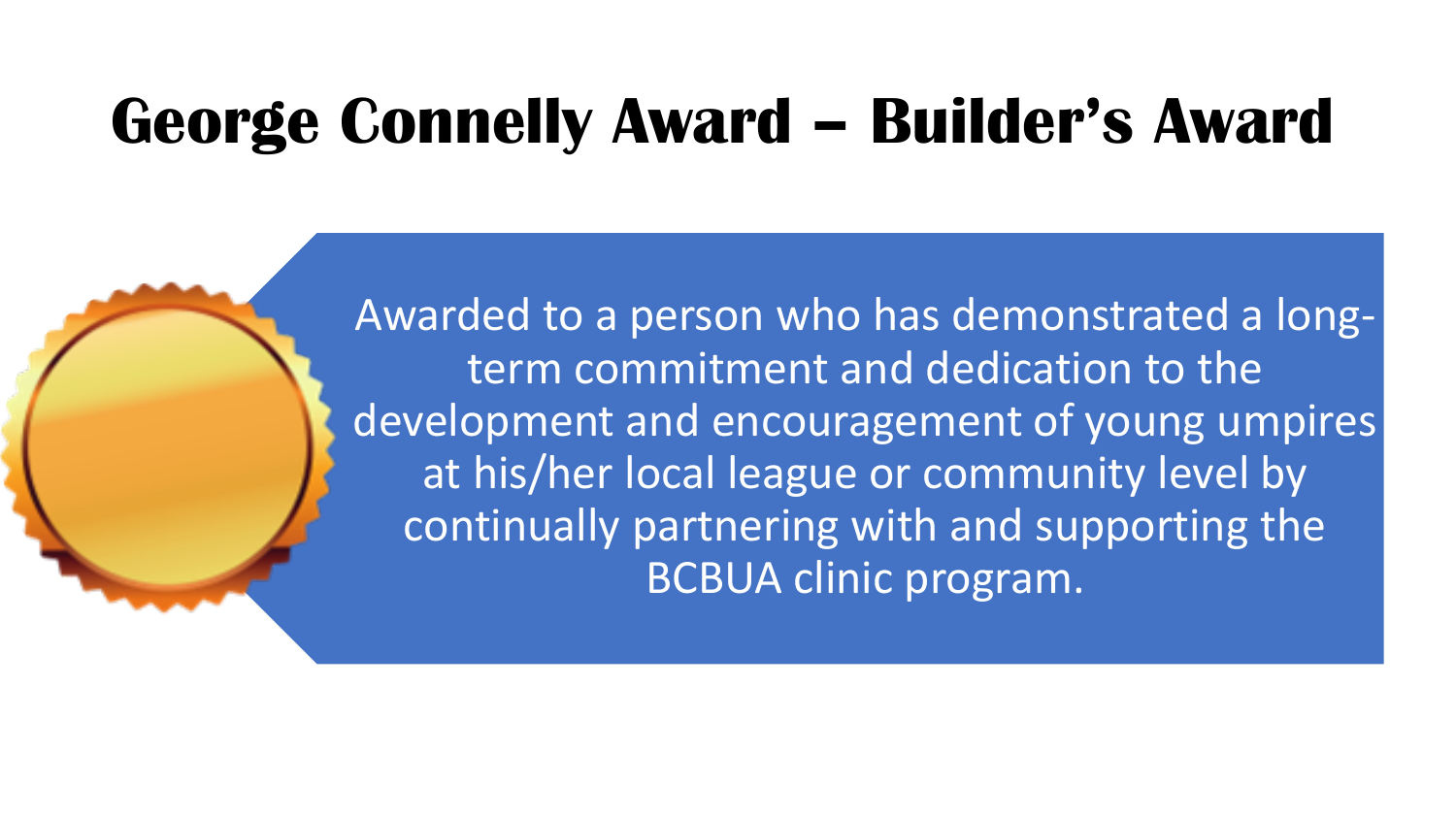# George Connelly Award – Builder's Award

Awarded to a person who has demonstrated a long-term commitment and dedication to the development and encouragement of young umpires at his/her local league or community level by continually partnering with and supporting the BCBUA clinic program.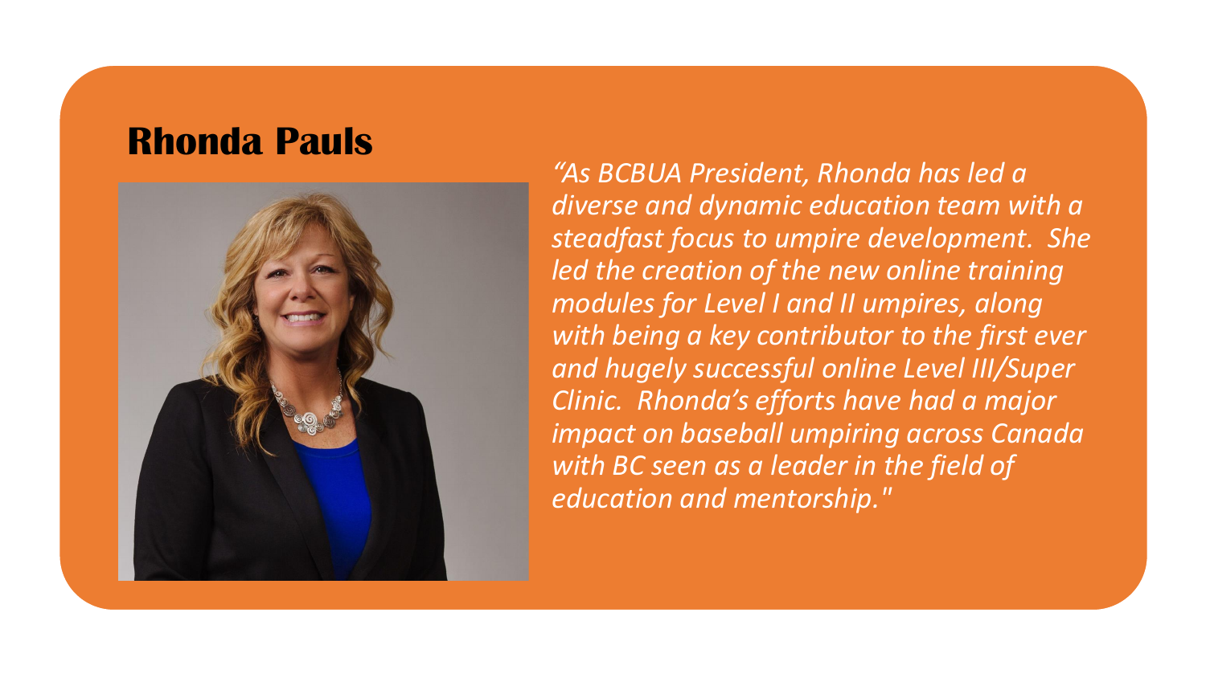## Rhonda Pauls

*"As BCBUA President, Rhonda has led a diverse and dynamic education team with a steadfast focus to umpire development. She led the creation of the new online training modules for Level I and II umpires, along with being a key contributor to the first ever and hugely successful online Level III/Super Clinic. Rhonda's efforts have had a major impact on baseball umpiring across Canada with BC seen as a leader in the field of education and mentorship."*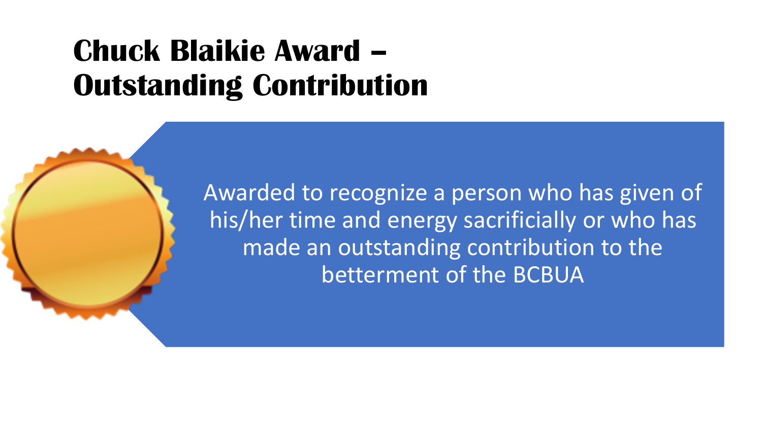# Chuck Blaikie Award – Outstanding Contribution

Awarded to recognize a person who has given of his/her time and energy sacrificially or who has made an outstanding contribution to the betterment of the BCBUA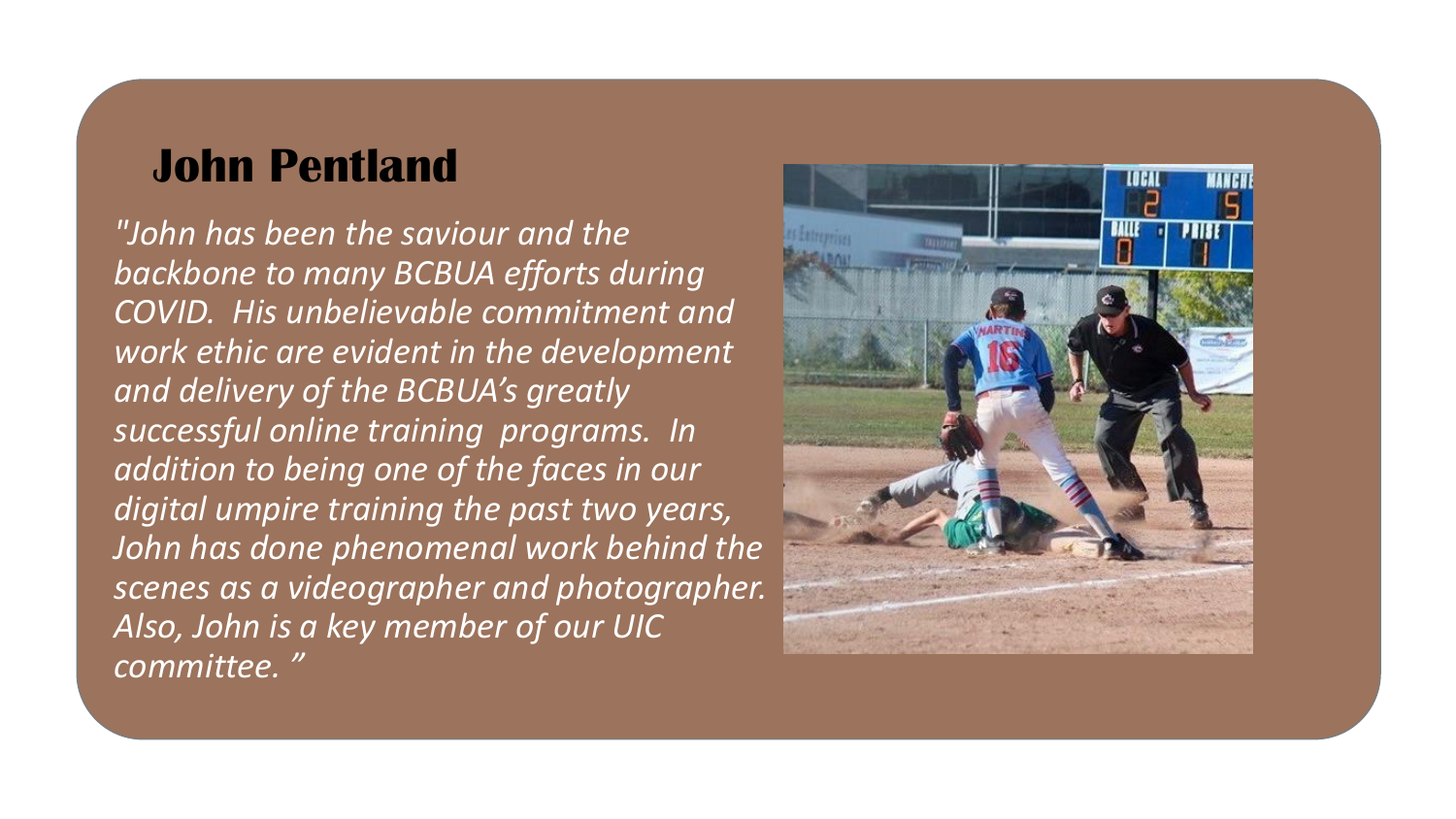## John Pentland

*"John has been the saviour and the backbone to many BCBUA efforts during COVID. His unbelievable commitment and work ethic are evident in the development and delivery of the BCBUA's greatly successful online training programs. In addition to being one of the faces in our digital umpire training the past two years, John has done phenomenal work behind the scenes as a videographer and photographer. Also, John is a key member of our UIC committee. "*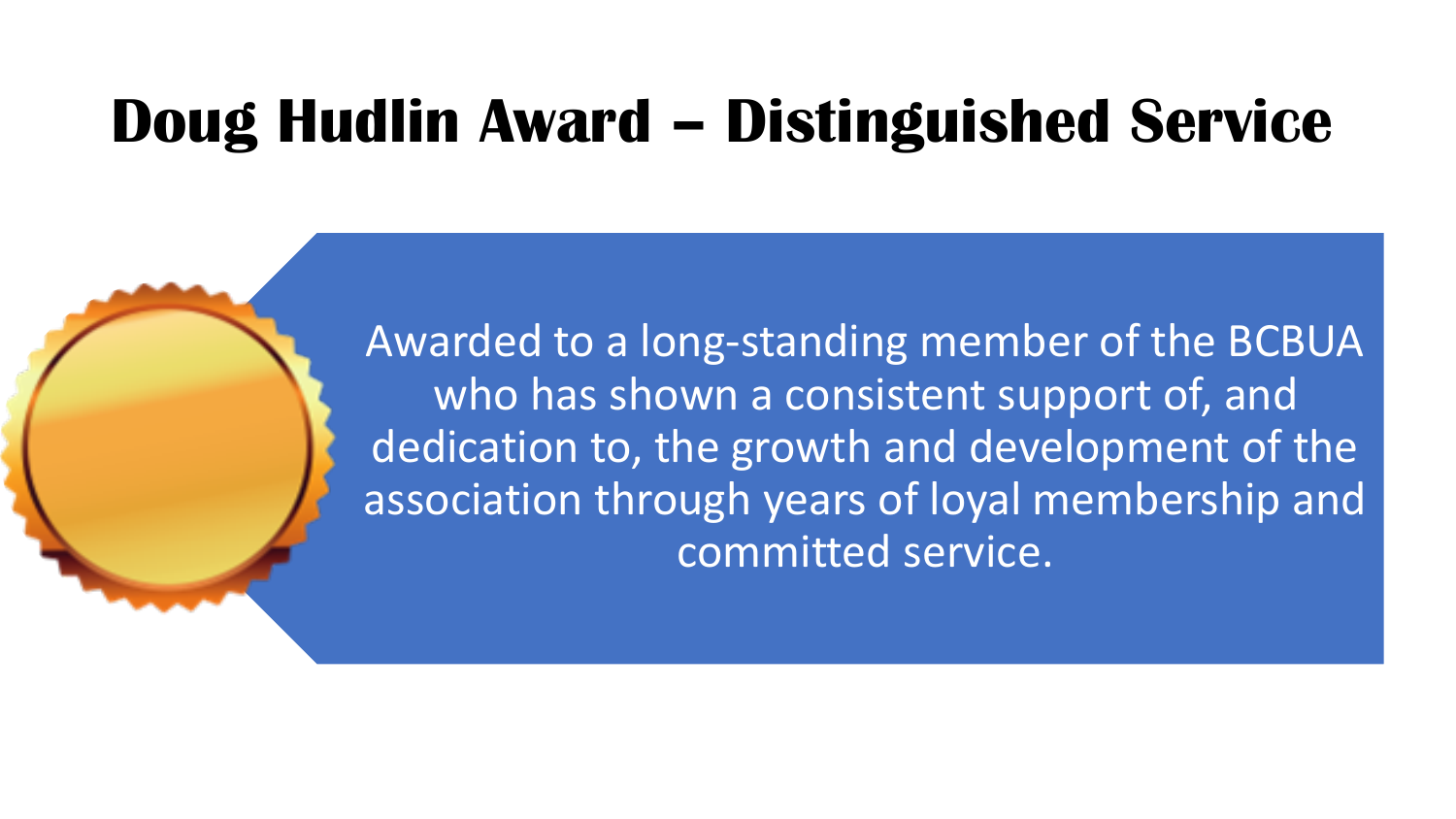# Doug Hudlin Award – Distinguished Service

Awarded to a long-standing member of the BCBUA who has shown a consistent support of, and dedication to, the growth and development of the association through years of loyal membership and committed service.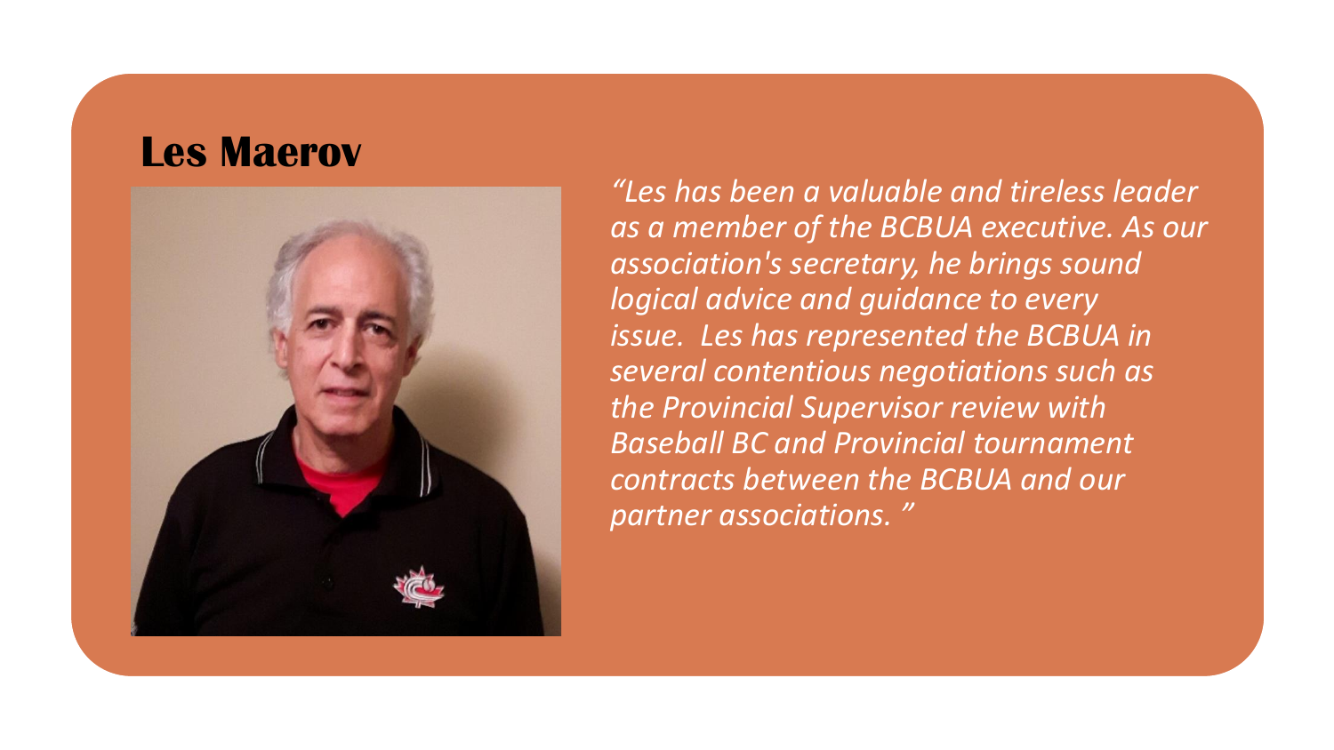## Les Maerov

*"Les has been a valuable and tireless leader as a member of the BCBUA executive. As our association's secretary, he brings sound logical advice and guidance to every issue. Les has represented the BCBUA in several contentious negotiations such as the Provincial Supervisor review with Baseball BC and Provincial tournament contracts between the BCBUA and our partner associations. "*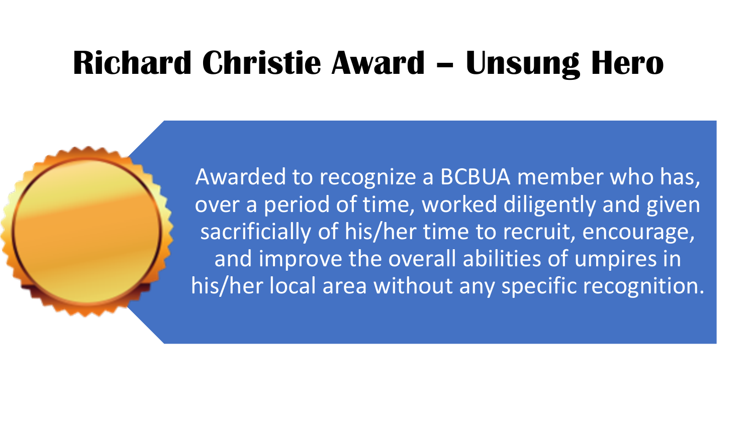# Richard Christie Award – Unsung Hero

Awarded to recognize a BCBUA member who has, over a period of time, worked diligently and given sacrificially of his/her time to recruit, encourage, and improve the overall abilities of umpires in his/her local area without any specific recognition.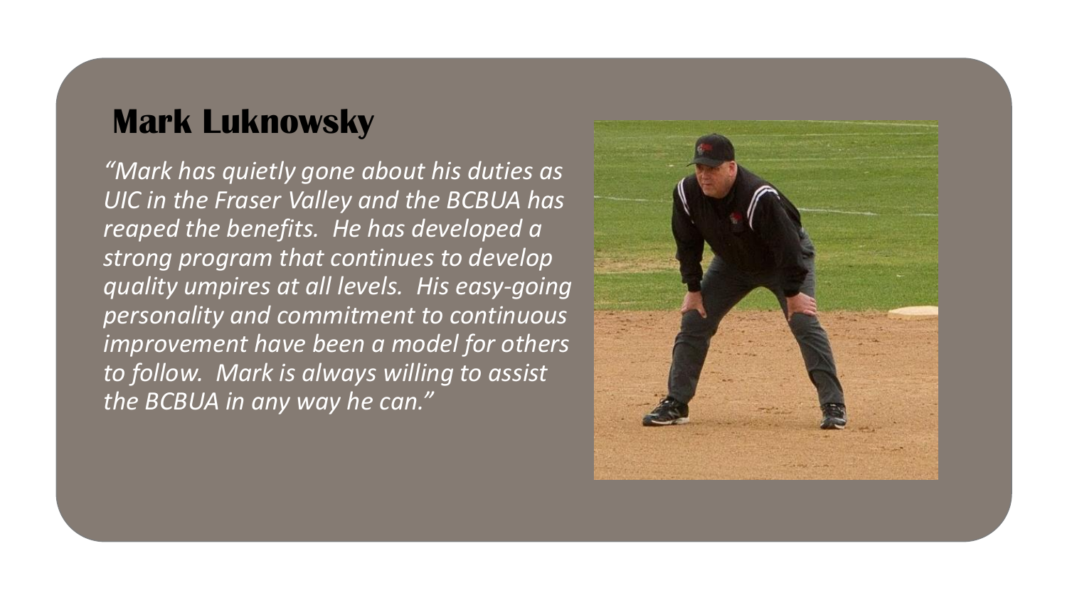## Mark Luknowsky

*"Mark has quietly gone about his duties as UIC in the Fraser Valley and the BCBUA has reaped the benefits. He has developed a strong program that continues to develop quality umpires at all levels. His easy-going personality and commitment to continuous improvement have been a model for others to follow. Mark is always willing to assist the BCBUA in any way he can."*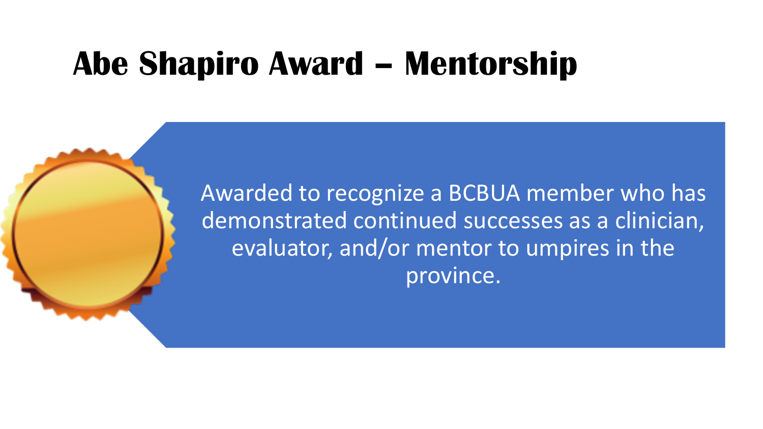# Abe Shapiro Award – Mentorship

Awarded to recognize a BCBUA member who has demonstrated continued successes as a clinician, evaluator, and/or mentor to umpires in the province.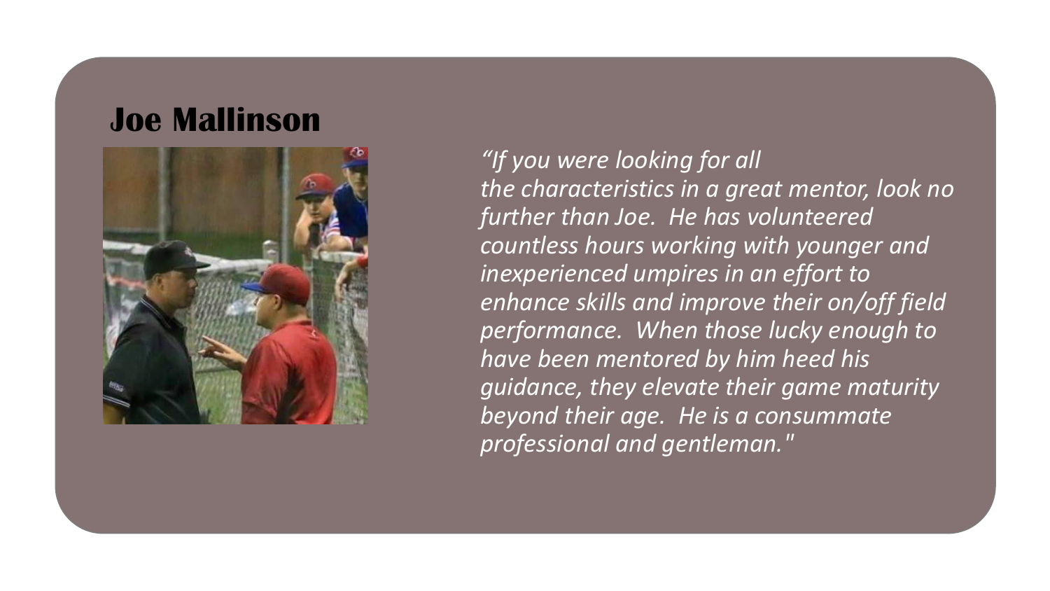## Joe Mallinson

*"If you were looking for all the characteristics in a great mentor, look no further than Joe. He has volunteered countless hours working with younger and inexperienced umpires in an effort to enhance skills and improve their on/off field performance. When those lucky enough to have been mentored by him heed his guidance, they elevate their game maturity beyond their age. He is a consummate professional and gentleman."*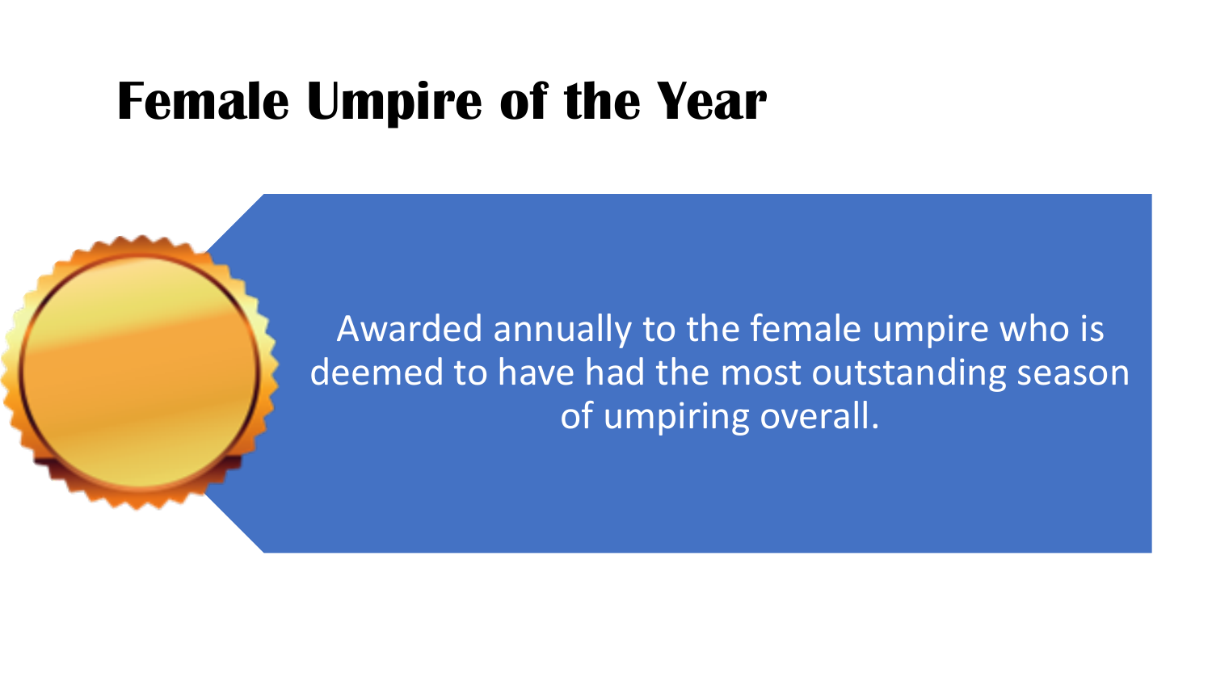# Female Umpire of the Year

Awarded annually to the female umpire who is deemed to have had the most outstanding season of umpiring overall.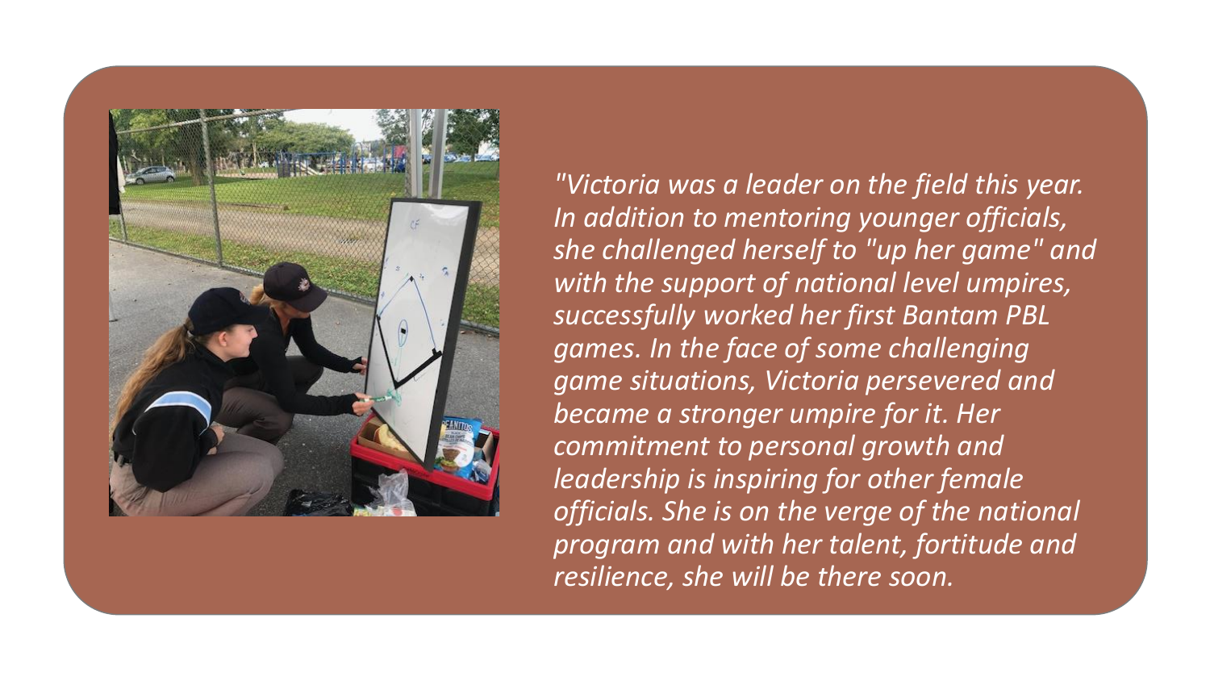*"Victoria was a leader on the field this year. In addition to mentoring younger officials, she challenged herself to "up her game" and with the support of national level umpires, successfully worked her first Bantam PBL games. In the face of some challenging game situations, Victoria persevered and became a stronger umpire for it. Her commitment to personal growth and leadership is inspiring for other female officials. She is on the verge of the national program and with her talent, fortitude and resilience, she will be there soon.*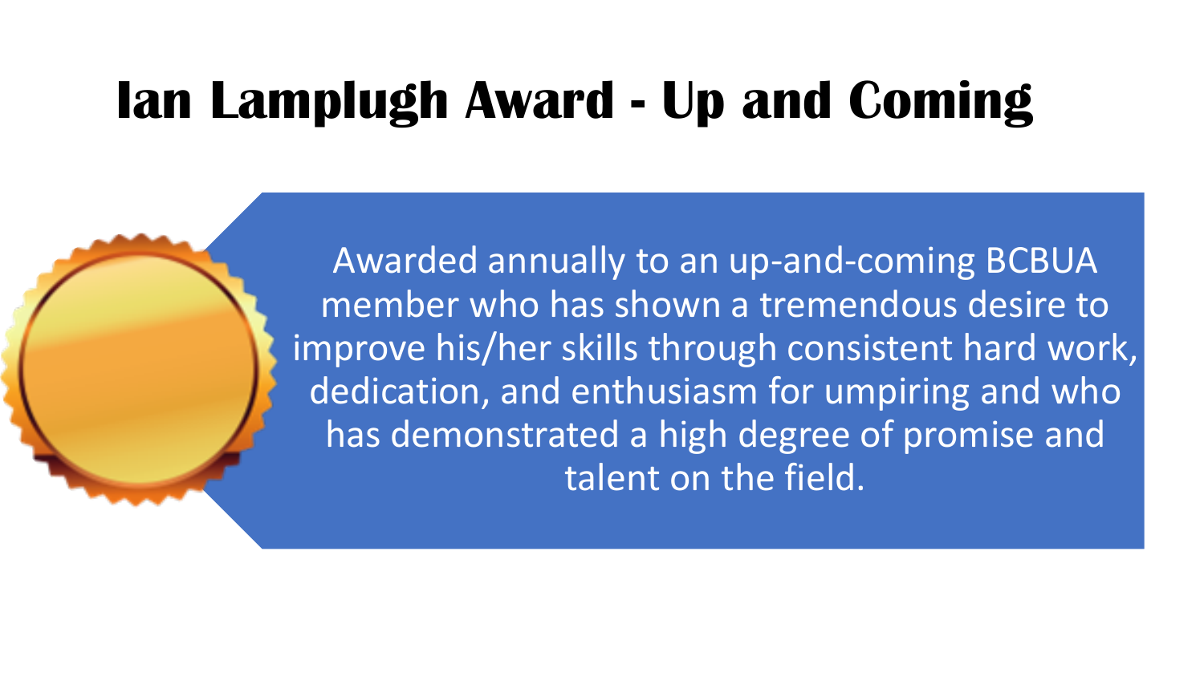# Ian Lamplugh Award - Up and Coming

Awarded annually to an up-and-coming BCBUA member who has shown a tremendous desire to improve his/her skills through consistent hard work, dedication, and enthusiasm for umpiring and who has demonstrated a high degree of promise and talent on the field.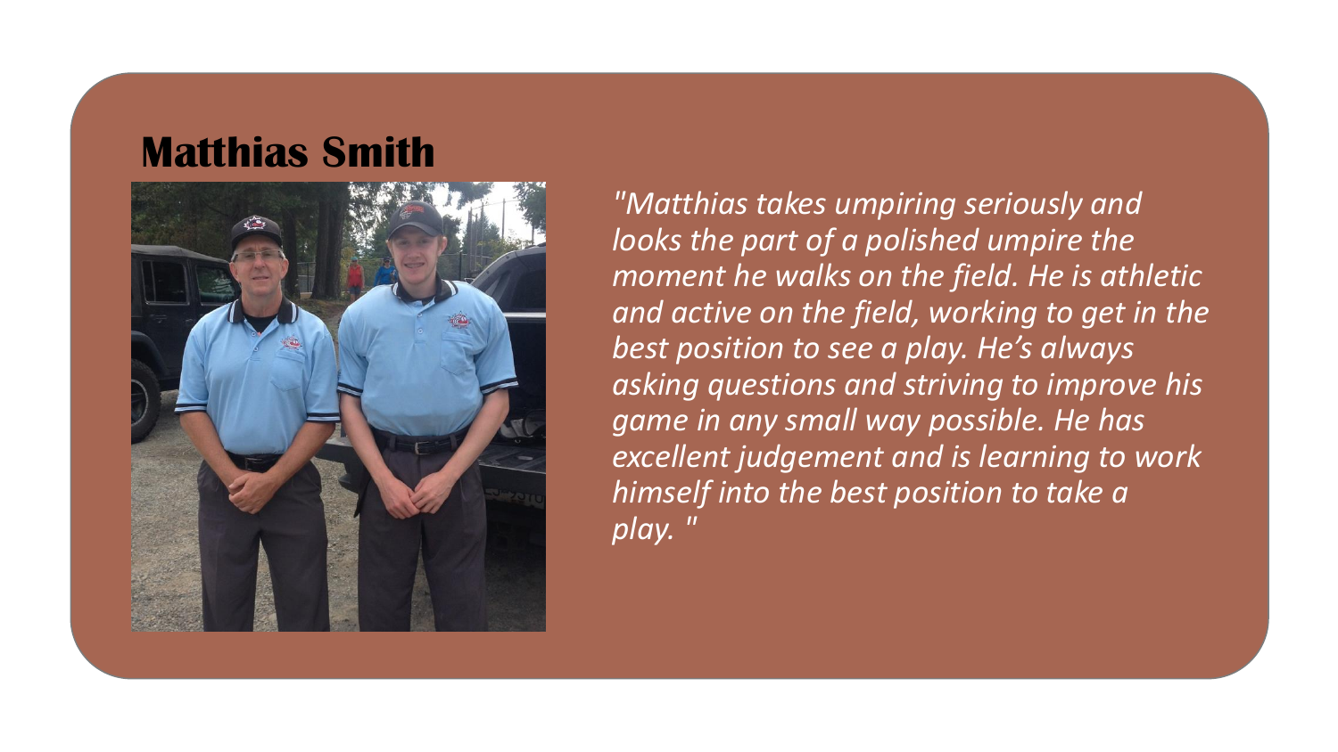## Matthias Smith

*"Matthias takes umpiring seriously and looks the part of a polished umpire the moment he walks on the field. He is athletic and active on the field, working to get in the best position to see a play. He's always asking questions and striving to improve his game in any small way possible. He has excellent judgement and is learning to work himself into the best position to take a play. "*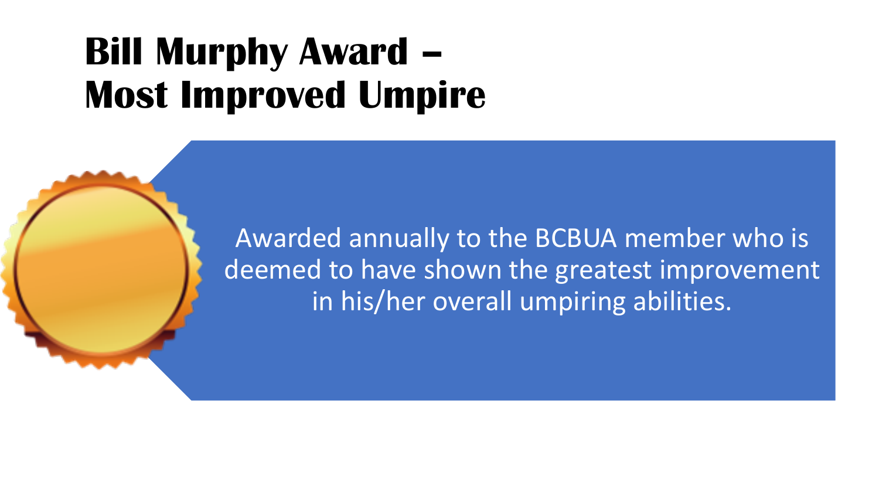# Bill Murphy Award – Most Improved Umpire

Awarded annually to the BCBUA member who is deemed to have shown the greatest improvement in his/her overall umpiring abilities.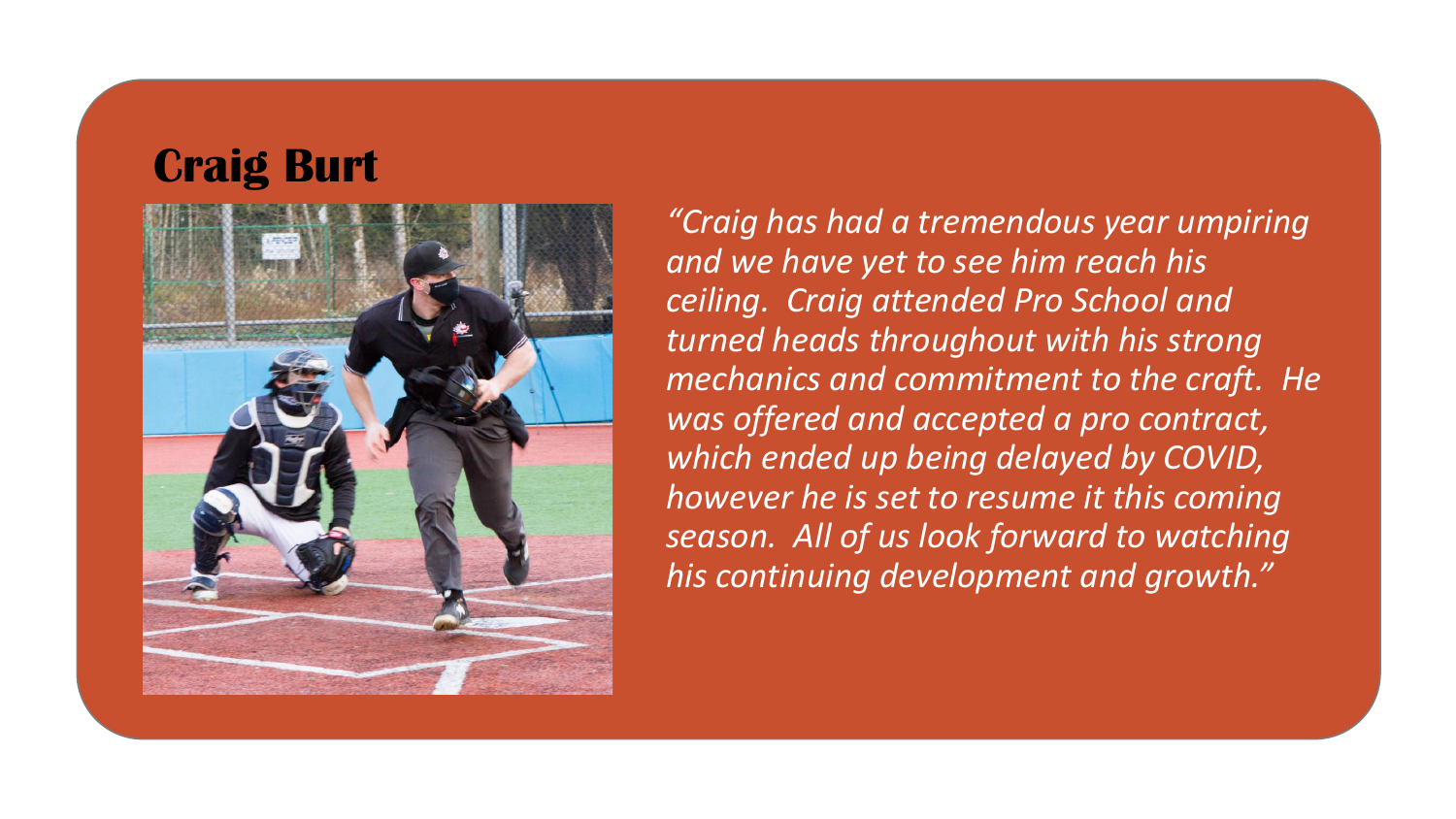## Craig Burt

*"Craig has had a tremendous year umpiring and we have yet to see him reach his ceiling. Craig attended Pro School and turned heads throughout with his strong mechanics and commitment to the craft. He was offered and accepted a pro contract, which ended up being delayed by COVID, however he is set to resume it this coming season. All of us look forward to watching his continuing development and growth."*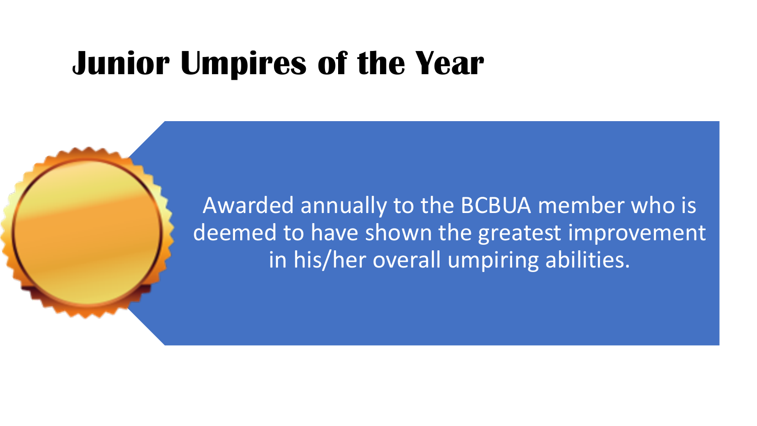# Junior Umpires of the Year

Awarded annually to the BCBUA member who is deemed to have shown the greatest improvement in his/her overall umpiring abilities.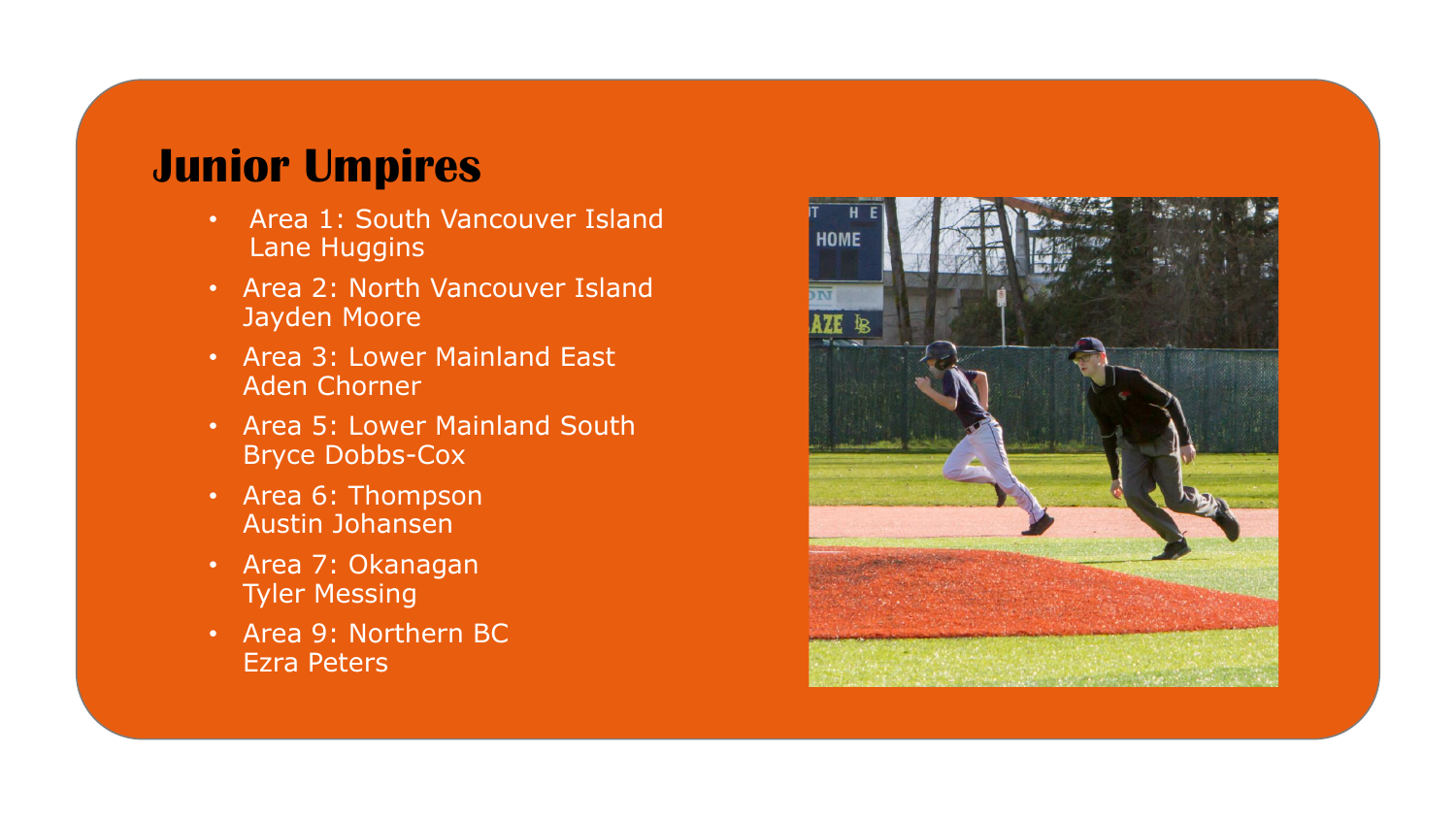# Junior Umpires

- Area 1: South Vancouver Island
  Lane Huggins
- Area 2: North Vancouver Island
  Jayden Moore
- Area 3: Lower Mainland East
  Aden Chorner
- Area 5: Lower Mainland South
  Bryce Dobbs-Cox
- Area 6: Thompson
  Austin Johansen
- Area 7: Okanagan
  Tyler Messing
- Area 9: Northern BC
  Ezra Peters